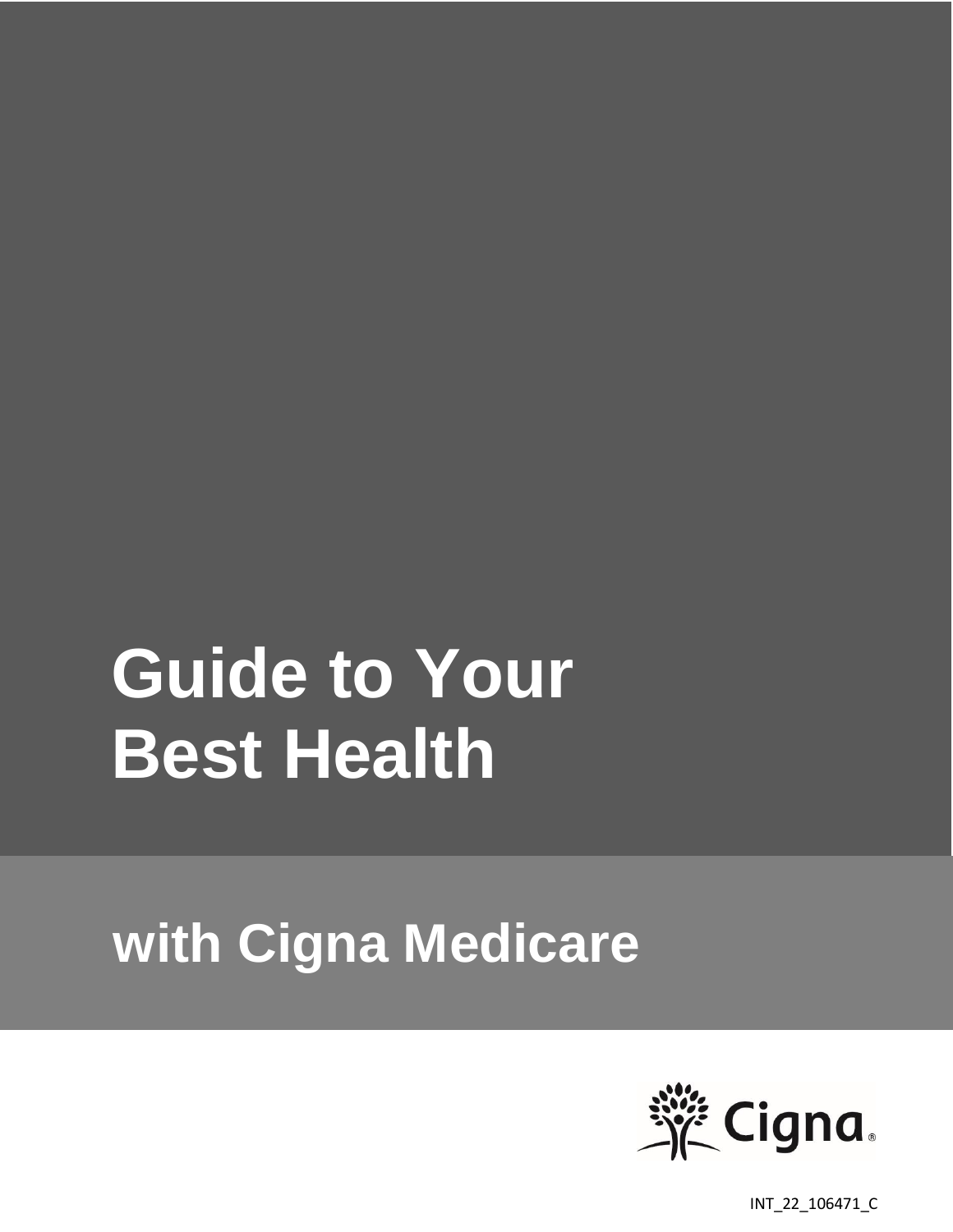# Guide to Your Best Health

## with Cigna Medicare

Cigna

INT_22_106471_C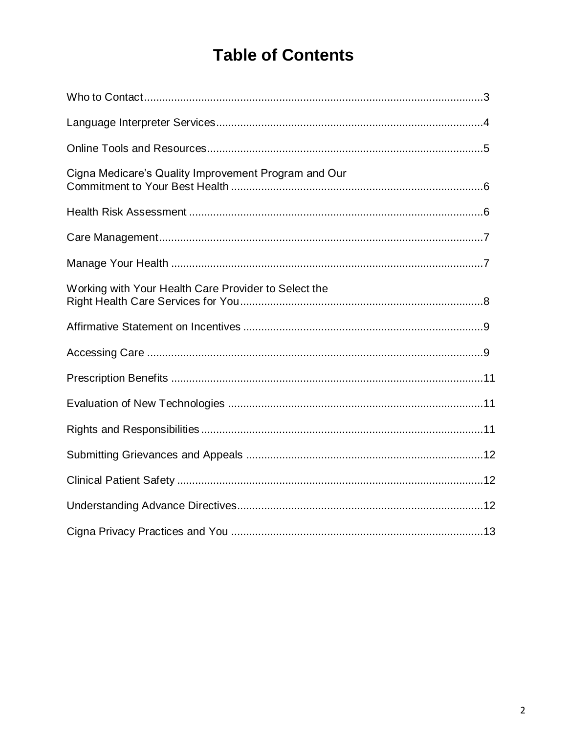# Table of Contents

| | |
|---|---|
| Who to Contact | 3 |
| Language Interpreter Services | 4 |
| Online Tools and Resources | 5 |
| Cigna Medicare's Quality Improvement Program and Our Commitment to Your Best Health | 6 |
| Health Risk Assessment | 6 |
| Care Management | 7 |
| Manage Your Health | 7 |
| Working with Your Health Care Provider to Select the Right Health Care Services for You | 8 |
| Affirmative Statement on Incentives | 9 |
| Accessing Care | 9 |
| Prescription Benefits | 11 |
| Evaluation of New Technologies | 11 |
| Rights and Responsibilities | 11 |
| Submitting Grievances and Appeals | 12 |
| Clinical Patient Safety | 12 |
| Understanding Advance Directives | 12 |
| Cigna Privacy Practices and You | 13 |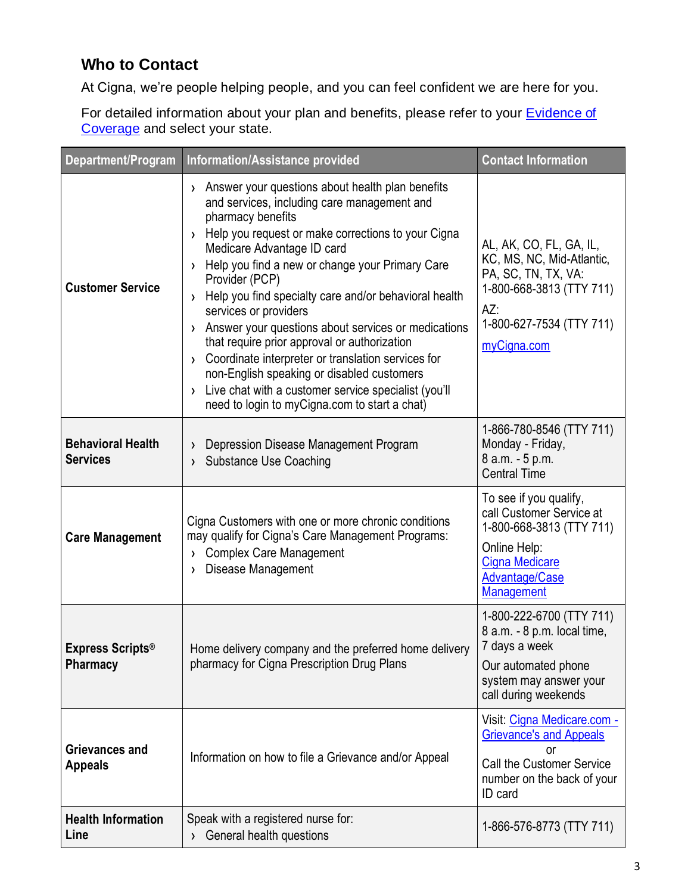## Who to Contact

At Cigna, we're people helping people, and you can feel confident we are here for you.

For detailed information about your plan and benefits, please refer to your Evidence of Coverage and select your state.

| Department/Program | Information/Assistance provided | Contact Information |
|---|---|---|
| **Customer Service** | › Answer your questions about health plan benefits and services, including care management and pharmacy benefits<br>› Help you request or make corrections to your Cigna Medicare Advantage ID card<br>› Help you find a new or change your Primary Care Provider (PCP)<br>› Help you find specialty care and/or behavioral health services or providers<br>› Answer your questions about services or medications that require prior approval or authorization<br>› Coordinate interpreter or translation services for non-English speaking or disabled customers<br>› Live chat with a customer service specialist (you'll need to login to myCigna.com to start a chat) | AL, AK, CO, FL, GA, IL, KC, MS, NC, Mid-Atlantic, PA, SC, TN, TX, VA:<br>1-800-668-3813 (TTY 711)<br>AZ:<br>1-800-627-7534 (TTY 711)<br>myCigna.com |
| **Behavioral Health Services** | › Depression Disease Management Program<br>› Substance Use Coaching | 1-866-780-8546 (TTY 711)<br>Monday - Friday,<br>8 a.m. - 5 p.m.<br>Central Time |
| **Care Management** | Cigna Customers with one or more chronic conditions may qualify for Cigna's Care Management Programs:<br>› Complex Care Management<br>› Disease Management | To see if you qualify, call Customer Service at 1-800-668-3813 (TTY 711)<br>Online Help:<br>Cigna Medicare Advantage/Case Management |
| **Express Scripts® Pharmacy** | Home delivery company and the preferred home delivery pharmacy for Cigna Prescription Drug Plans | 1-800-222-6700 (TTY 711)<br>8 a.m. - 8 p.m. local time, 7 days a week<br>Our automated phone system may answer your call during weekends |
| **Grievances and Appeals** | Information on how to file a Grievance and/or Appeal | Visit: Cigna Medicare.com - Grievance's and Appeals<br>or<br>Call the Customer Service number on the back of your ID card |
| **Health Information Line** | Speak with a registered nurse for:<br>› General health questions | 1-866-576-8773 (TTY 711) |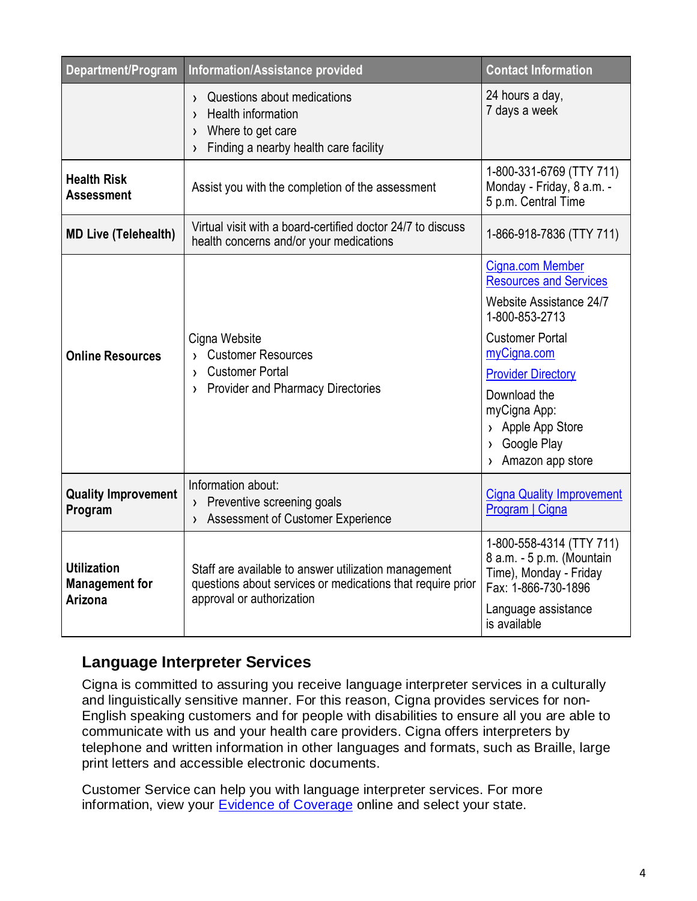| Department/Program | Information/Assistance provided | Contact Information |
|---|---|---|
| | › Questions about medications<br>› Health information<br>› Where to get care<br>› Finding a nearby health care facility | 24 hours a day,<br>7 days a week |
| **Health Risk Assessment** | Assist you with the completion of the assessment | 1-800-331-6769 (TTY 711)<br>Monday - Friday, 8 a.m. - 5 p.m. Central Time |
| **MD Live (Telehealth)** | Virtual visit with a board-certified doctor 24/7 to discuss health concerns and/or your medications | 1-866-918-7836 (TTY 711) |
| **Online Resources** | Cigna Website<br>› Customer Resources<br>› Customer Portal<br>› Provider and Pharmacy Directories | Cigna.com Member Resources and Services<br>Website Assistance 24/7<br>1-800-853-2713<br>Customer Portal<br>myCigna.com<br>Provider Directory<br>Download the myCigna App:<br>› Apple App Store<br>› Google Play<br>› Amazon app store |
| **Quality Improvement Program** | Information about:<br>› Preventive screening goals<br>› Assessment of Customer Experience | Cigna Quality Improvement Program \| Cigna |
| **Utilization Management for Arizona** | Staff are available to answer utilization management questions about services or medications that require prior approval or authorization | 1-800-558-4314 (TTY 711)<br>8 a.m. - 5 p.m. (Mountain Time), Monday - Friday<br>Fax: 1-866-730-1896<br>Language assistance is available |

## Language Interpreter Services

Cigna is committed to assuring you receive language interpreter services in a culturally and linguistically sensitive manner. For this reason, Cigna provides services for non-English speaking customers and for people with disabilities to ensure all you are able to communicate with us and your health care providers. Cigna offers interpreters by telephone and written information in other languages and formats, such as Braille, large print letters and accessible electronic documents.

Customer Service can help you with language interpreter services. For more information, view your Evidence of Coverage online and select your state.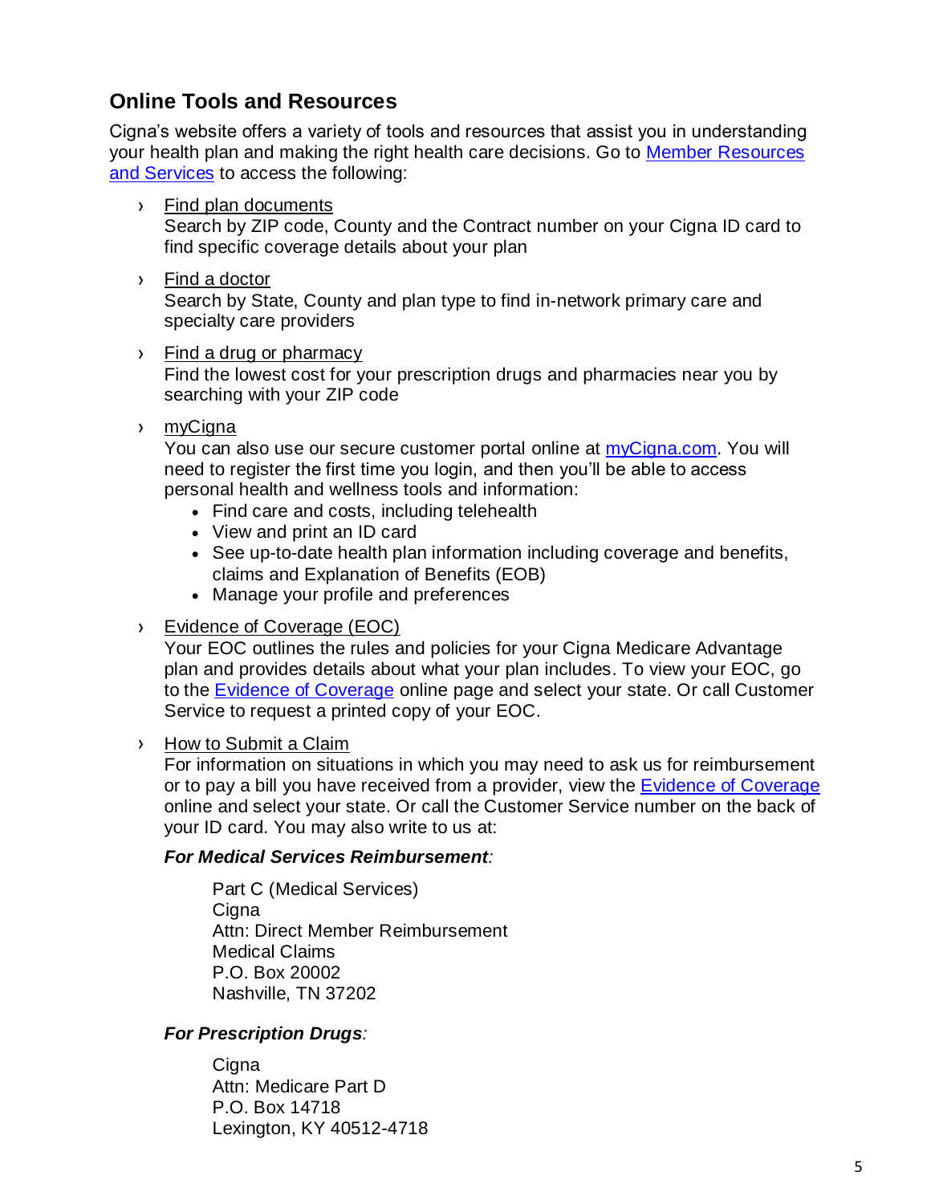## Online Tools and Resources

Cigna's website offers a variety of tools and resources that assist you in understanding your health plan and making the right health care decisions. Go to Member Resources and Services to access the following:

- Find plan documents
  Search by ZIP code, County and the Contract number on your Cigna ID card to find specific coverage details about your plan
- Find a doctor
  Search by State, County and plan type to find in-network primary care and specialty care providers
- Find a drug or pharmacy
  Find the lowest cost for your prescription drugs and pharmacies near you by searching with your ZIP code
- myCigna
  You can also use our secure customer portal online at myCigna.com. You will need to register the first time you login, and then you'll be able to access personal health and wellness tools and information:
  - Find care and costs, including telehealth
  - View and print an ID card
  - See up-to-date health plan information including coverage and benefits, claims and Explanation of Benefits (EOB)
  - Manage your profile and preferences
- Evidence of Coverage (EOC)
  Your EOC outlines the rules and policies for your Cigna Medicare Advantage plan and provides details about what your plan includes. To view your EOC, go to the Evidence of Coverage online page and select your state. Or call Customer Service to request a printed copy of your EOC.
- How to Submit a Claim
  For information on situations in which you may need to ask us for reimbursement or to pay a bill you have received from a provider, view the Evidence of Coverage online and select your state. Or call the Customer Service number on the back of your ID card. You may also write to us at:

  ***For Medical Services Reimbursement*:**

  Part C (Medical Services)
  Cigna
  Attn: Direct Member Reimbursement
  Medical Claims
  P.O. Box 20002
  Nashville, TN 37202

  ***For Prescription Drugs*:**

  Cigna
  Attn: Medicare Part D
  P.O. Box 14718
  Lexington, KY 40512-4718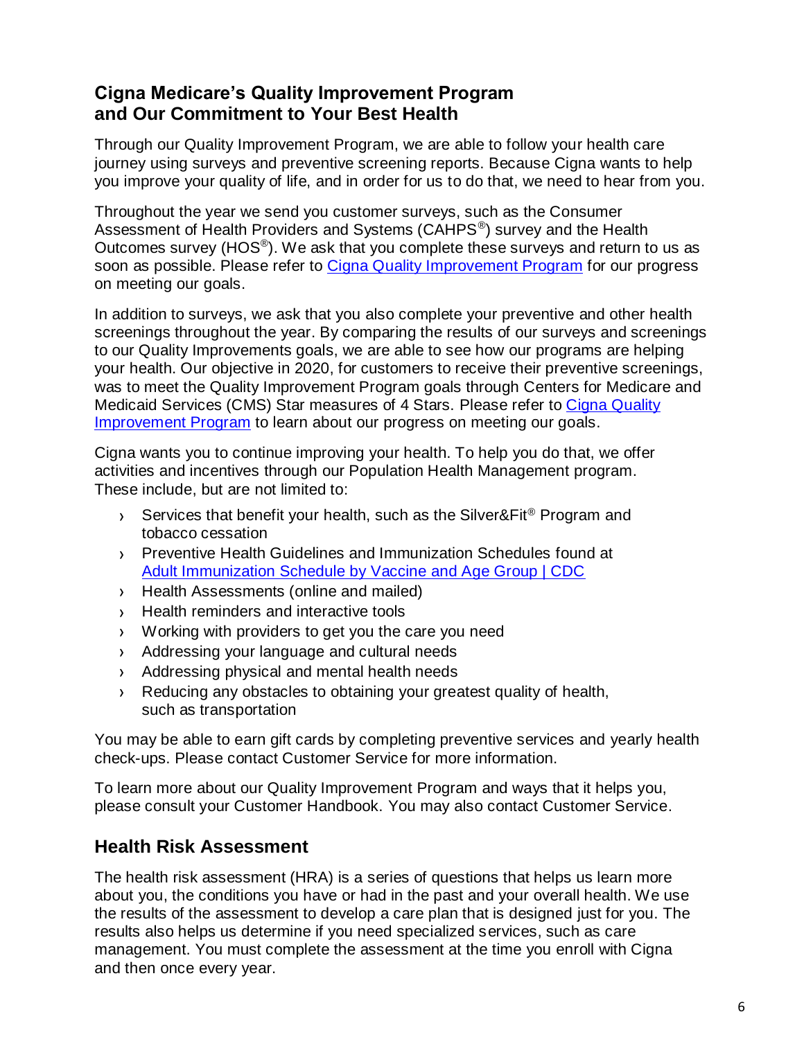## Cigna Medicare's Quality Improvement Program and Our Commitment to Your Best Health

Through our Quality Improvement Program, we are able to follow your health care journey using surveys and preventive screening reports. Because Cigna wants to help you improve your quality of life, and in order for us to do that, we need to hear from you.

Throughout the year we send you customer surveys, such as the Consumer Assessment of Health Providers and Systems (CAHPS®) survey and the Health Outcomes survey (HOS®). We ask that you complete these surveys and return to us as soon as possible. Please refer to [Cigna Quality Improvement Program]() for our progress on meeting our goals.

In addition to surveys, we ask that you also complete your preventive and other health screenings throughout the year. By comparing the results of our surveys and screenings to our Quality Improvements goals, we are able to see how our programs are helping your health. Our objective in 2020, for customers to receive their preventive screenings, was to meet the Quality Improvement Program goals through Centers for Medicare and Medicaid Services (CMS) Star measures of 4 Stars. Please refer to [Cigna Quality Improvement Program]() to learn about our progress on meeting our goals.

Cigna wants you to continue improving your health. To help you do that, we offer activities and incentives through our Population Health Management program. These include, but are not limited to:

- Services that benefit your health, such as the Silver&Fit® Program and tobacco cessation
- Preventive Health Guidelines and Immunization Schedules found at [Adult Immunization Schedule by Vaccine and Age Group | CDC]()
- Health Assessments (online and mailed)
- Health reminders and interactive tools
- Working with providers to get you the care you need
- Addressing your language and cultural needs
- Addressing physical and mental health needs
- Reducing any obstacles to obtaining your greatest quality of health, such as transportation

You may be able to earn gift cards by completing preventive services and yearly health check-ups. Please contact Customer Service for more information.

To learn more about our Quality Improvement Program and ways that it helps you, please consult your Customer Handbook. You may also contact Customer Service.

## Health Risk Assessment

The health risk assessment (HRA) is a series of questions that helps us learn more about you, the conditions you have or had in the past and your overall health. We use the results of the assessment to develop a care plan that is designed just for you. The results also helps us determine if you need specialized services, such as care management. You must complete the assessment at the time you enroll with Cigna and then once every year.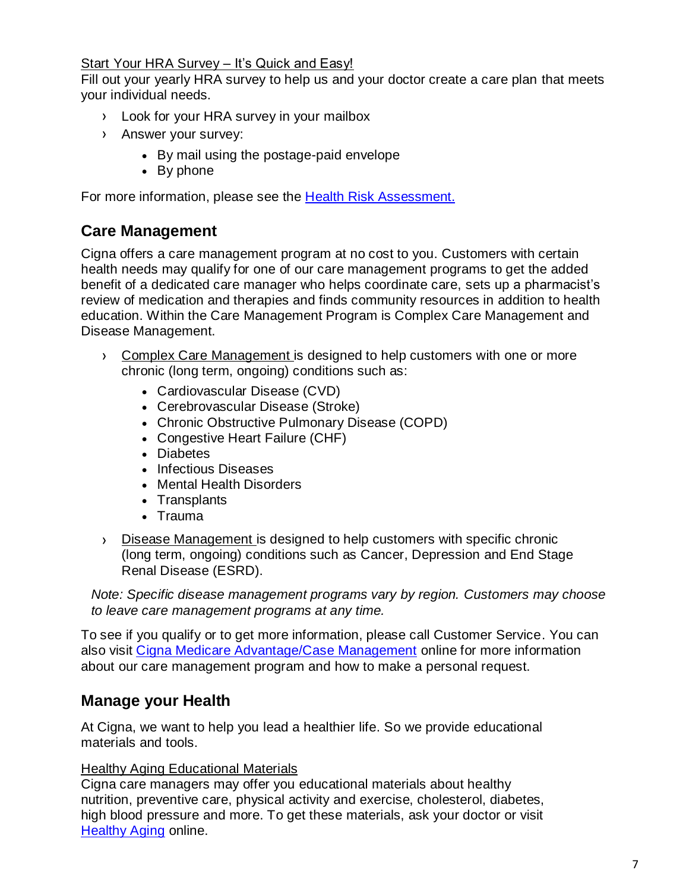Start Your HRA Survey – It's Quick and Easy!

Fill out your yearly HRA survey to help us and your doctor create a care plan that meets your individual needs.

- Look for your HRA survey in your mailbox
- Answer your survey:
  - By mail using the postage-paid envelope
  - By phone

For more information, please see the Health Risk Assessment.

## Care Management

Cigna offers a care management program at no cost to you. Customers with certain health needs may qualify for one of our care management programs to get the added benefit of a dedicated care manager who helps coordinate care, sets up a pharmacist's review of medication and therapies and finds community resources in addition to health education. Within the Care Management Program is Complex Care Management and Disease Management.

- Complex Care Management is designed to help customers with one or more chronic (long term, ongoing) conditions such as:
  - Cardiovascular Disease (CVD)
  - Cerebrovascular Disease (Stroke)
  - Chronic Obstructive Pulmonary Disease (COPD)
  - Congestive Heart Failure (CHF)
  - Diabetes
  - Infectious Diseases
  - Mental Health Disorders
  - Transplants
  - Trauma
- Disease Management is designed to help customers with specific chronic (long term, ongoing) conditions such as Cancer, Depression and End Stage Renal Disease (ESRD).

*Note: Specific disease management programs vary by region. Customers may choose to leave care management programs at any time.*

To see if you qualify or to get more information, please call Customer Service. You can also visit Cigna Medicare Advantage/Case Management online for more information about our care management program and how to make a personal request.

## Manage your Health

At Cigna, we want to help you lead a healthier life. So we provide educational materials and tools.

Healthy Aging Educational Materials

Cigna care managers may offer you educational materials about healthy nutrition, preventive care, physical activity and exercise, cholesterol, diabetes, high blood pressure and more. To get these materials, ask your doctor or visit Healthy Aging online.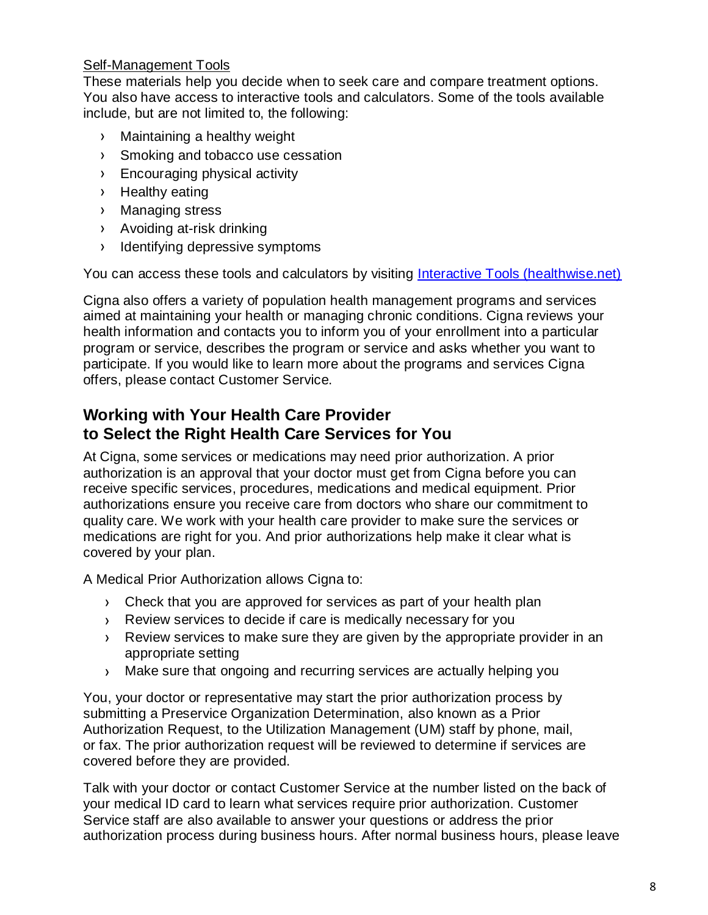Self-Management Tools

These materials help you decide when to seek care and compare treatment options. You also have access to interactive tools and calculators. Some of the tools available include, but are not limited to, the following:

- Maintaining a healthy weight
- Smoking and tobacco use cessation
- Encouraging physical activity
- Healthy eating
- Managing stress
- Avoiding at-risk drinking
- Identifying depressive symptoms

You can access these tools and calculators by visiting Interactive Tools (healthwise.net)

Cigna also offers a variety of population health management programs and services aimed at maintaining your health or managing chronic conditions. Cigna reviews your health information and contacts you to inform you of your enrollment into a particular program or service, describes the program or service and asks whether you want to participate. If you would like to learn more about the programs and services Cigna offers, please contact Customer Service.

## Working with Your Health Care Provider to Select the Right Health Care Services for You

At Cigna, some services or medications may need prior authorization. A prior authorization is an approval that your doctor must get from Cigna before you can receive specific services, procedures, medications and medical equipment. Prior authorizations ensure you receive care from doctors who share our commitment to quality care. We work with your health care provider to make sure the services or medications are right for you. And prior authorizations help make it clear what is covered by your plan.

A Medical Prior Authorization allows Cigna to:

- Check that you are approved for services as part of your health plan
- Review services to decide if care is medically necessary for you
- Review services to make sure they are given by the appropriate provider in an appropriate setting
- Make sure that ongoing and recurring services are actually helping you

You, your doctor or representative may start the prior authorization process by submitting a Preservice Organization Determination, also known as a Prior Authorization Request, to the Utilization Management (UM) staff by phone, mail, or fax. The prior authorization request will be reviewed to determine if services are covered before they are provided.

Talk with your doctor or contact Customer Service at the number listed on the back of your medical ID card to learn what services require prior authorization. Customer Service staff are also available to answer your questions or address the prior authorization process during business hours. After normal business hours, please leave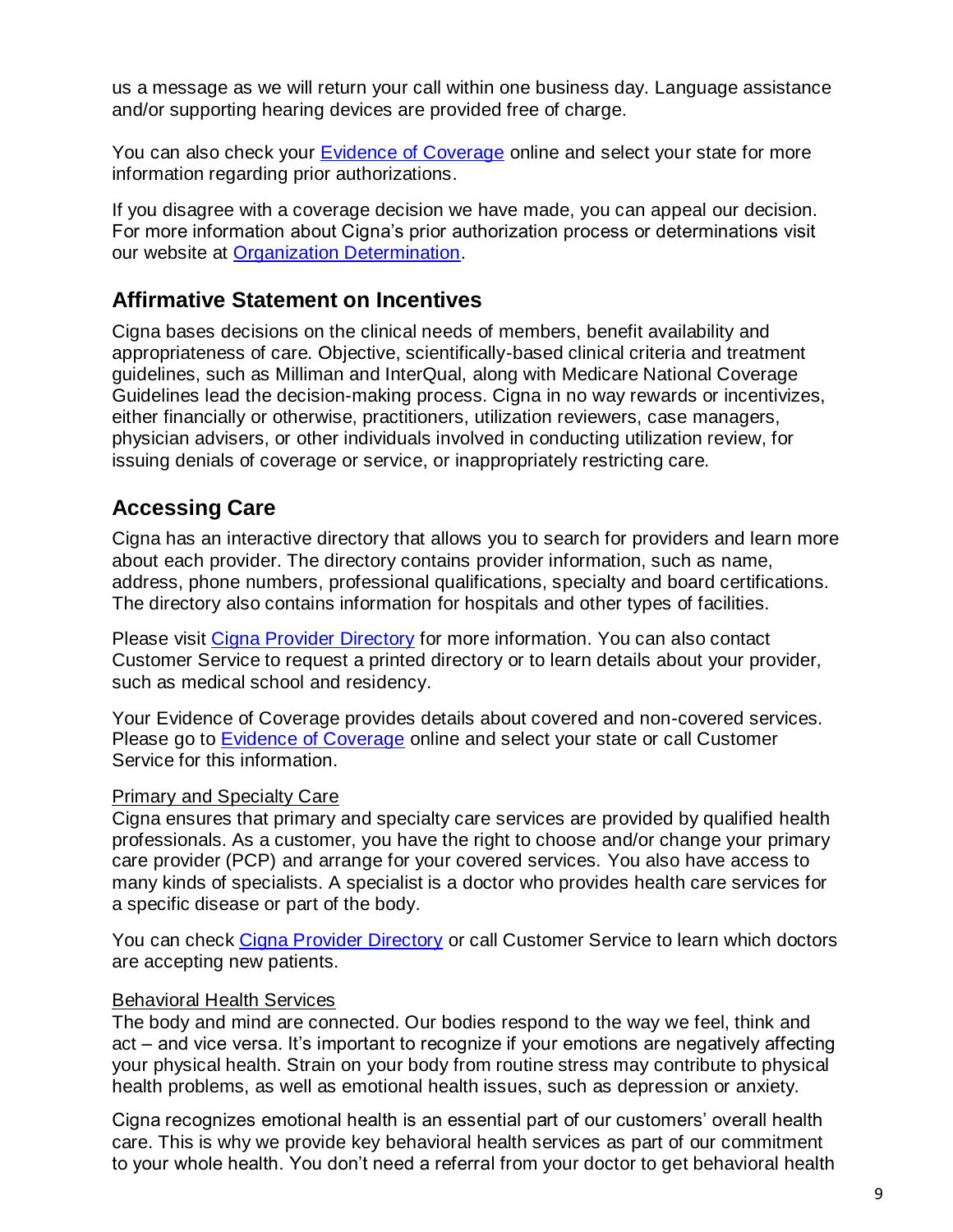us a message as we will return your call within one business day. Language assistance and/or supporting hearing devices are provided free of charge.

You can also check your [Evidence of Coverage]() online and select your state for more information regarding prior authorizations.

If you disagree with a coverage decision we have made, you can appeal our decision. For more information about Cigna's prior authorization process or determinations visit our website at [Organization Determination]().

## Affirmative Statement on Incentives

Cigna bases decisions on the clinical needs of members, benefit availability and appropriateness of care. Objective, scientifically-based clinical criteria and treatment guidelines, such as Milliman and InterQual, along with Medicare National Coverage Guidelines lead the decision-making process. Cigna in no way rewards or incentivizes, either financially or otherwise, practitioners, utilization reviewers, case managers, physician advisers, or other individuals involved in conducting utilization review, for issuing denials of coverage or service, or inappropriately restricting care.

## Accessing Care

Cigna has an interactive directory that allows you to search for providers and learn more about each provider. The directory contains provider information, such as name, address, phone numbers, professional qualifications, specialty and board certifications. The directory also contains information for hospitals and other types of facilities.

Please visit [Cigna Provider Directory]() for more information. You can also contact Customer Service to request a printed directory or to learn details about your provider, such as medical school and residency.

Your Evidence of Coverage provides details about covered and non-covered services. Please go to [Evidence of Coverage]() online and select your state or call Customer Service for this information.

<u>Primary and Specialty Care</u>

Cigna ensures that primary and specialty care services are provided by qualified health professionals. As a customer, you have the right to choose and/or change your primary care provider (PCP) and arrange for your covered services. You also have access to many kinds of specialists. A specialist is a doctor who provides health care services for a specific disease or part of the body.

You can check [Cigna Provider Directory]() or call Customer Service to learn which doctors are accepting new patients.

<u>Behavioral Health Services</u>

The body and mind are connected. Our bodies respond to the way we feel, think and act – and vice versa. It's important to recognize if your emotions are negatively affecting your physical health. Strain on your body from routine stress may contribute to physical health problems, as well as emotional health issues, such as depression or anxiety.

Cigna recognizes emotional health is an essential part of our customers' overall health care. This is why we provide key behavioral health services as part of our commitment to your whole health. You don't need a referral from your doctor to get behavioral health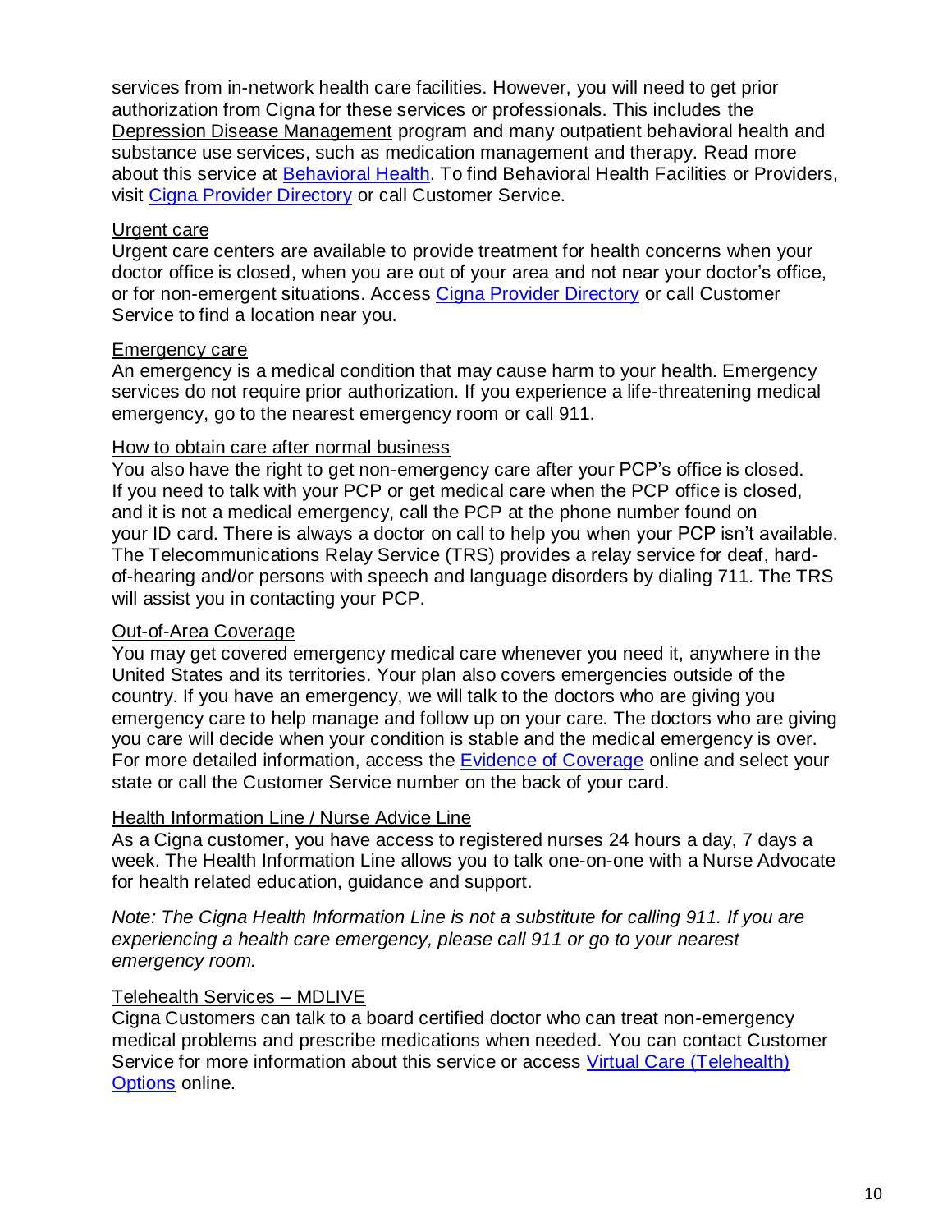services from in-network health care facilities. However, you will need to get prior authorization from Cigna for these services or professionals. This includes the Depression Disease Management program and many outpatient behavioral health and substance use services, such as medication management and therapy. Read more about this service at [Behavioral Health](). To find Behavioral Health Facilities or Providers, visit [Cigna Provider Directory]() or call Customer Service.

### Urgent care

Urgent care centers are available to provide treatment for health concerns when your doctor office is closed, when you are out of your area and not near your doctor's office, or for non-emergent situations. Access [Cigna Provider Directory]() or call Customer Service to find a location near you.

### Emergency care

An emergency is a medical condition that may cause harm to your health. Emergency services do not require prior authorization. If you experience a life-threatening medical emergency, go to the nearest emergency room or call 911.

### How to obtain care after normal business

You also have the right to get non-emergency care after your PCP's office is closed. If you need to talk with your PCP or get medical care when the PCP office is closed, and it is not a medical emergency, call the PCP at the phone number found on your ID card. There is always a doctor on call to help you when your PCP isn't available. The Telecommunications Relay Service (TRS) provides a relay service for deaf, hard-of-hearing and/or persons with speech and language disorders by dialing 711. The TRS will assist you in contacting your PCP.

### Out-of-Area Coverage

You may get covered emergency medical care whenever you need it, anywhere in the United States and its territories. Your plan also covers emergencies outside of the country. If you have an emergency, we will talk to the doctors who are giving you emergency care to help manage and follow up on your care. The doctors who are giving you care will decide when your condition is stable and the medical emergency is over. For more detailed information, access the [Evidence of Coverage]() online and select your state or call the Customer Service number on the back of your card.

### Health Information Line / Nurse Advice Line

As a Cigna customer, you have access to registered nurses 24 hours a day, 7 days a week. The Health Information Line allows you to talk one-on-one with a Nurse Advocate for health related education, guidance and support.

*Note: The Cigna Health Information Line is not a substitute for calling 911. If you are experiencing a health care emergency, please call 911 or go to your nearest emergency room.*

### Telehealth Services – MDLIVE

Cigna Customers can talk to a board certified doctor who can treat non-emergency medical problems and prescribe medications when needed. You can contact Customer Service for more information about this service or access [Virtual Care (Telehealth) Options]() online.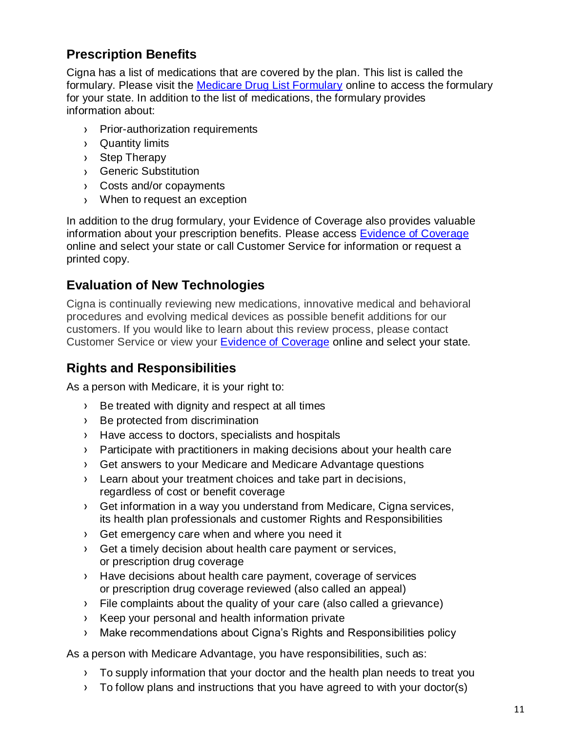## Prescription Benefits

Cigna has a list of medications that are covered by the plan. This list is called the formulary. Please visit the Medicare Drug List Formulary online to access the formulary for your state. In addition to the list of medications, the formulary provides information about:

- Prior-authorization requirements
- Quantity limits
- Step Therapy
- Generic Substitution
- Costs and/or copayments
- When to request an exception

In addition to the drug formulary, your Evidence of Coverage also provides valuable information about your prescription benefits. Please access Evidence of Coverage online and select your state or call Customer Service for information or request a printed copy.

## Evaluation of New Technologies

Cigna is continually reviewing new medications, innovative medical and behavioral procedures and evolving medical devices as possible benefit additions for our customers. If you would like to learn about this review process, please contact Customer Service or view your Evidence of Coverage online and select your state.

## Rights and Responsibilities

As a person with Medicare, it is your right to:

- Be treated with dignity and respect at all times
- Be protected from discrimination
- Have access to doctors, specialists and hospitals
- Participate with practitioners in making decisions about your health care
- Get answers to your Medicare and Medicare Advantage questions
- Learn about your treatment choices and take part in decisions, regardless of cost or benefit coverage
- Get information in a way you understand from Medicare, Cigna services, its health plan professionals and customer Rights and Responsibilities
- Get emergency care when and where you need it
- Get a timely decision about health care payment or services, or prescription drug coverage
- Have decisions about health care payment, coverage of services or prescription drug coverage reviewed (also called an appeal)
- File complaints about the quality of your care (also called a grievance)
- Keep your personal and health information private
- Make recommendations about Cigna's Rights and Responsibilities policy

As a person with Medicare Advantage, you have responsibilities, such as:

- To supply information that your doctor and the health plan needs to treat you
- To follow plans and instructions that you have agreed to with your doctor(s)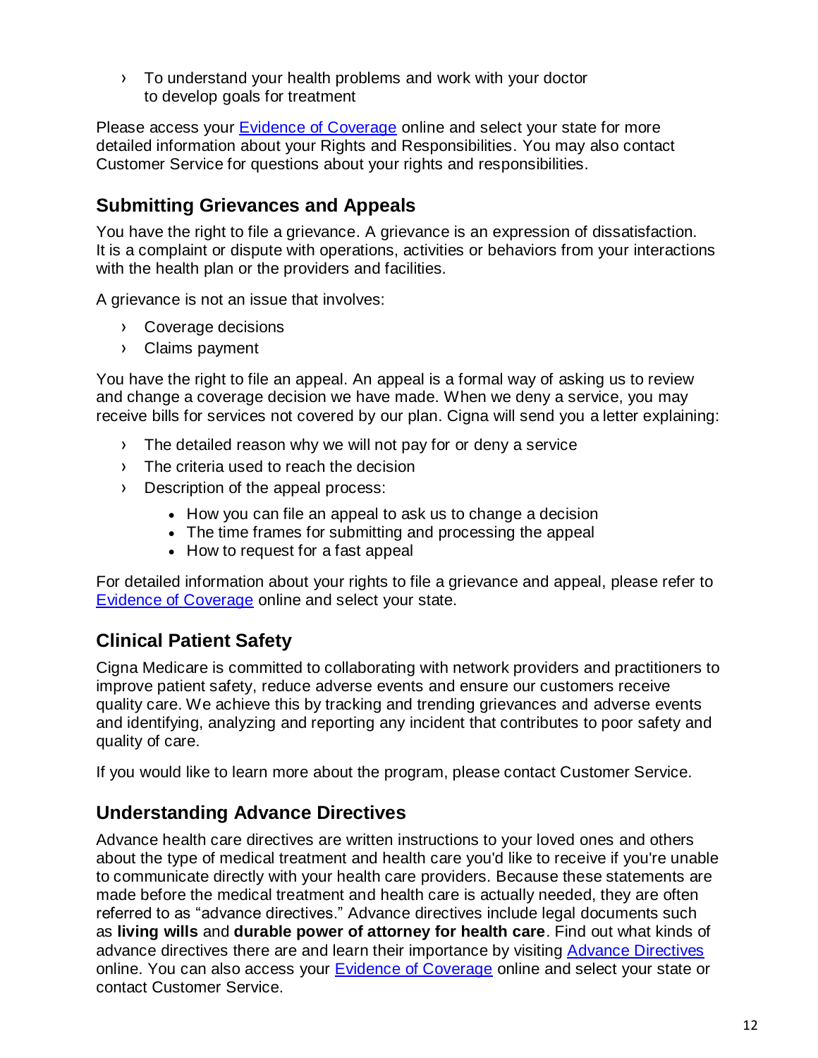- To understand your health problems and work with your doctor to develop goals for treatment

Please access your [Evidence of Coverage]() online and select your state for more detailed information about your Rights and Responsibilities. You may also contact Customer Service for questions about your rights and responsibilities.

## Submitting Grievances and Appeals

You have the right to file a grievance. A grievance is an expression of dissatisfaction. It is a complaint or dispute with operations, activities or behaviors from your interactions with the health plan or the providers and facilities.

A grievance is not an issue that involves:

- Coverage decisions
- Claims payment

You have the right to file an appeal. An appeal is a formal way of asking us to review and change a coverage decision we have made. When we deny a service, you may receive bills for services not covered by our plan. Cigna will send you a letter explaining:

- The detailed reason why we will not pay for or deny a service
- The criteria used to reach the decision
- Description of the appeal process:
  - How you can file an appeal to ask us to change a decision
  - The time frames for submitting and processing the appeal
  - How to request for a fast appeal

For detailed information about your rights to file a grievance and appeal, please refer to [Evidence of Coverage]() online and select your state.

## Clinical Patient Safety

Cigna Medicare is committed to collaborating with network providers and practitioners to improve patient safety, reduce adverse events and ensure our customers receive quality care. We achieve this by tracking and trending grievances and adverse events and identifying, analyzing and reporting any incident that contributes to poor safety and quality of care.

If you would like to learn more about the program, please contact Customer Service.

## Understanding Advance Directives

Advance health care directives are written instructions to your loved ones and others about the type of medical treatment and health care you'd like to receive if you're unable to communicate directly with your health care providers. Because these statements are made before the medical treatment and health care is actually needed, they are often referred to as "advance directives." Advance directives include legal documents such as **living wills** and **durable power of attorney for health care**. Find out what kinds of advance directives there are and learn their importance by visiting [Advance Directives]() online. You can also access your [Evidence of Coverage]() online and select your state or contact Customer Service.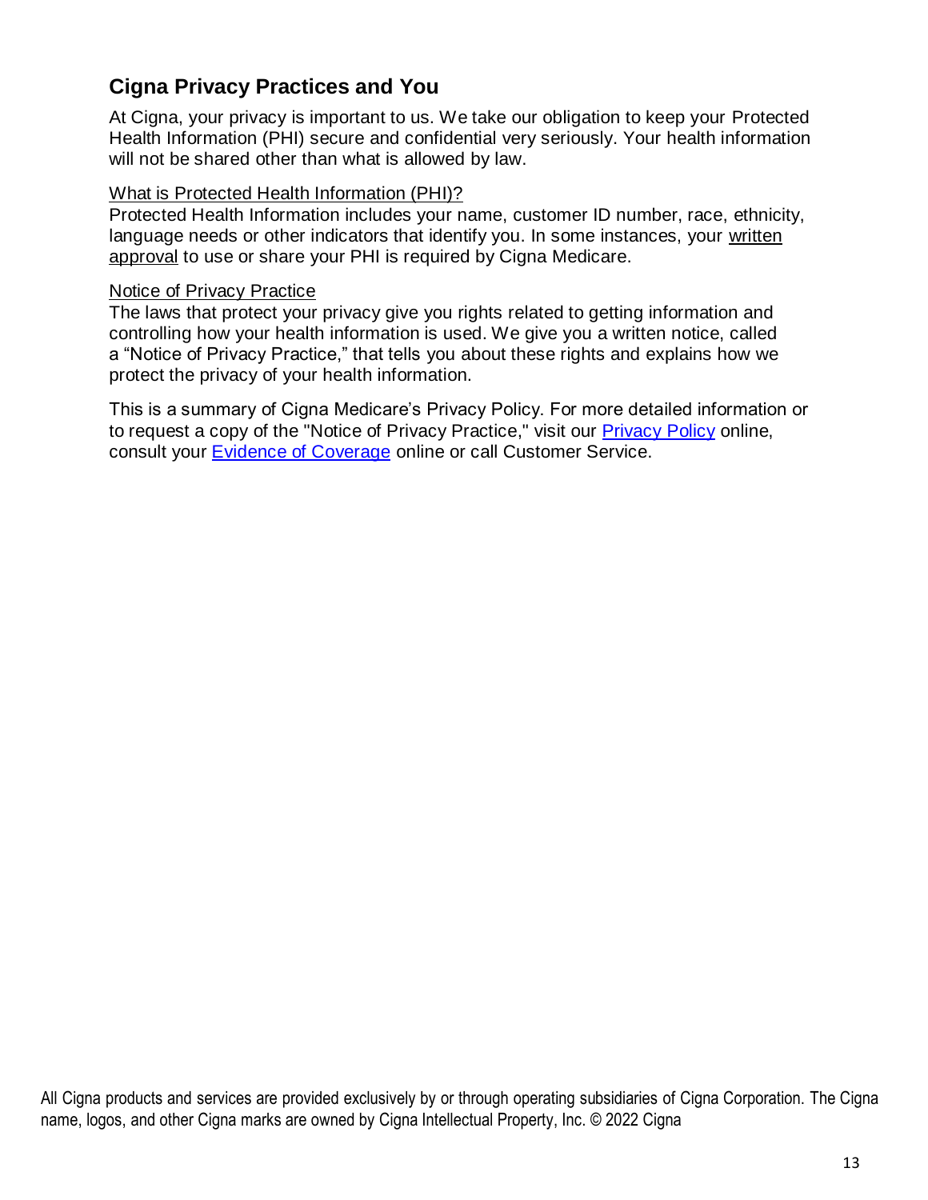## Cigna Privacy Practices and You

At Cigna, your privacy is important to us. We take our obligation to keep your Protected Health Information (PHI) secure and confidential very seriously. Your health information will not be shared other than what is allowed by law.

What is Protected Health Information (PHI)?

Protected Health Information includes your name, customer ID number, race, ethnicity, language needs or other indicators that identify you. In some instances, your written approval to use or share your PHI is required by Cigna Medicare.

Notice of Privacy Practice

The laws that protect your privacy give you rights related to getting information and controlling how your health information is used. We give you a written notice, called a "Notice of Privacy Practice," that tells you about these rights and explains how we protect the privacy of your health information.

This is a summary of Cigna Medicare's Privacy Policy. For more detailed information or to request a copy of the "Notice of Privacy Practice," visit our Privacy Policy online, consult your Evidence of Coverage online or call Customer Service.

All Cigna products and services are provided exclusively by or through operating subsidiaries of Cigna Corporation. The Cigna name, logos, and other Cigna marks are owned by Cigna Intellectual Property, Inc. © 2022 Cigna